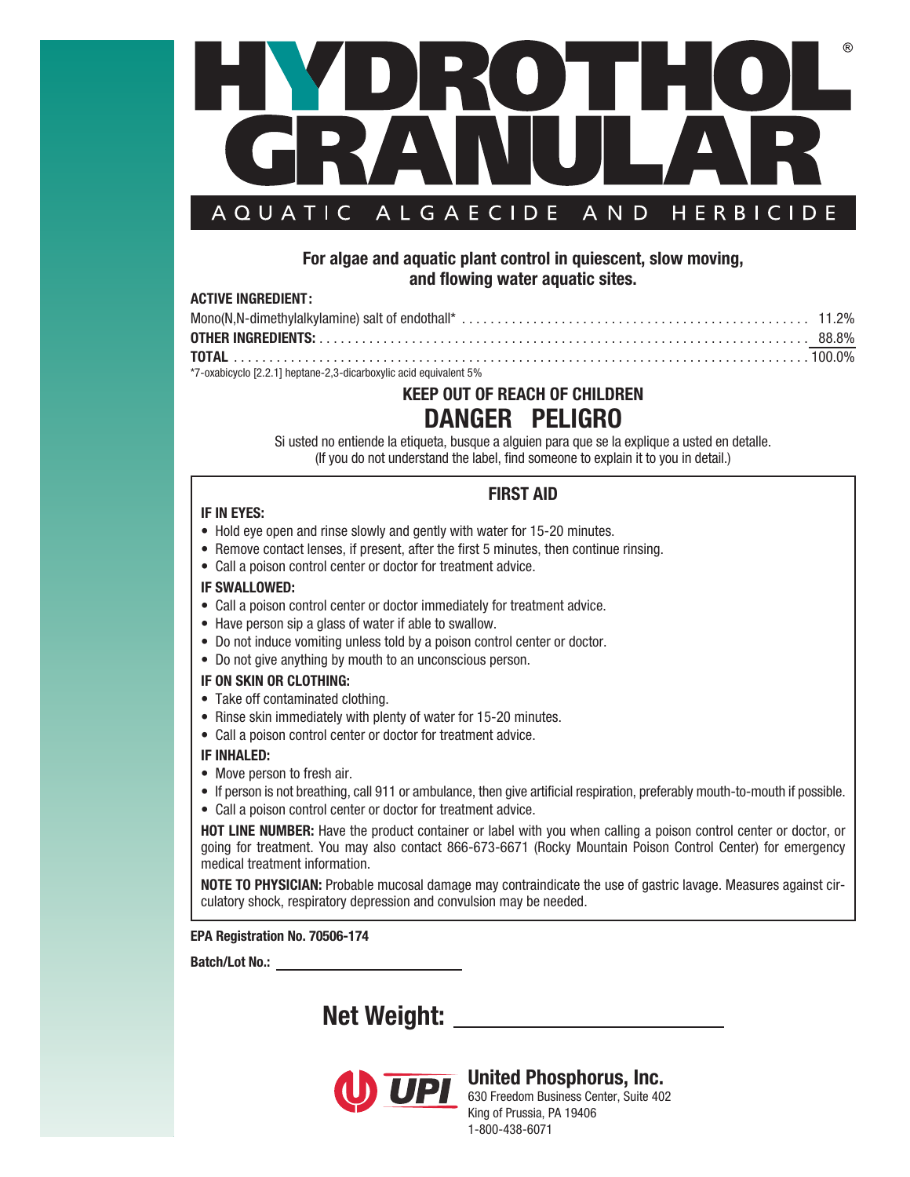# HYDROTHOL® GRANULAR

## AQUATIC ALGAECIDE AND HERBICIDE

**For algae and aquatic plant control in quiescent, slow moving, and flowing water aquatic sites.**

**ACTIVE INGREDIENT:**

| | |
|---|---|
| Mono(N,N-dimethylalkylamine) salt of endothall* | 11.2% |
| **OTHER INGREDIENTS:** | 88.8% |
| **TOTAL** | 100.0% |

*7-oxabicyclo [2.2.1] heptane-2,3-dicarboxylic acid equivalent 5%

**KEEP OUT OF REACH OF CHILDREN**

## DANGER PELIGRO

Si usted no entiende la etiqueta, busque a alguien para que se la explique a usted en detalle.
(If you do not understand the label, find someone to explain it to you in detail.)

### FIRST AID

**IF IN EYES:**

- Hold eye open and rinse slowly and gently with water for 15-20 minutes.
- Remove contact lenses, if present, after the first 5 minutes, then continue rinsing.
- Call a poison control center or doctor for treatment advice.

**IF SWALLOWED:**

- Call a poison control center or doctor immediately for treatment advice.
- Have person sip a glass of water if able to swallow.
- Do not induce vomiting unless told by a poison control center or doctor.
- Do not give anything by mouth to an unconscious person.

**IF ON SKIN OR CLOTHING:**

- Take off contaminated clothing.
- Rinse skin immediately with plenty of water for 15-20 minutes.
- Call a poison control center or doctor for treatment advice.

**IF INHALED:**

- Move person to fresh air.
- If person is not breathing, call 911 or ambulance, then give artificial respiration, preferably mouth-to-mouth if possible.
- Call a poison control center or doctor for treatment advice.

**HOT LINE NUMBER:** Have the product container or label with you when calling a poison control center or doctor, or going for treatment. You may also contact 866-673-6671 (Rocky Mountain Poison Control Center) for emergency medical treatment information.

**NOTE TO PHYSICIAN:** Probable mucosal damage may contraindicate the use of gastric lavage. Measures against circulatory shock, respiratory depression and convulsion may be needed.

**EPA Registration No. 70506-174**

**Batch/Lot No.:** ______________________

## Net Weight: ______________________

**United Phosphorus, Inc.**
630 Freedom Business Center, Suite 402
King of Prussia, PA 19406
1-800-438-6071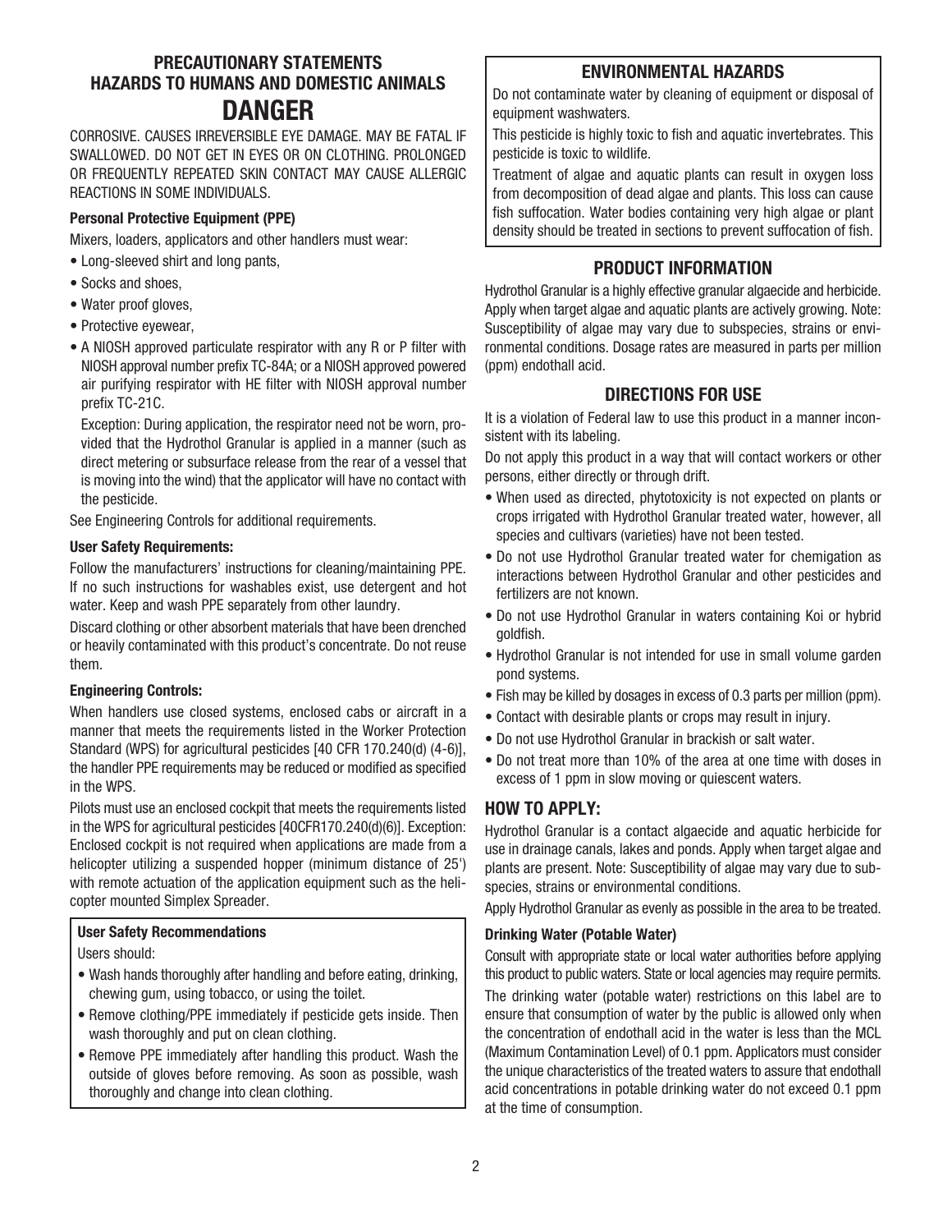## PRECAUTIONARY STATEMENTS
## HAZARDS TO HUMANS AND DOMESTIC ANIMALS
# DANGER

CORROSIVE. CAUSES IRREVERSIBLE EYE DAMAGE. MAY BE FATAL IF SWALLOWED. DO NOT GET IN EYES OR ON CLOTHING. PROLONGED OR FREQUENTLY REPEATED SKIN CONTACT MAY CAUSE ALLERGIC REACTIONS IN SOME INDIVIDUALS.

**Personal Protective Equipment (PPE)**

Mixers, loaders, applicators and other handlers must wear:

- Long-sleeved shirt and long pants,
- Socks and shoes,
- Water proof gloves,
- Protective eyewear,
- A NIOSH approved particulate respirator with any R or P filter with NIOSH approval number prefix TC-84A; or a NIOSH approved powered air purifying respirator with HE filter with NIOSH approval number prefix TC-21C.

  Exception: During application, the respirator need not be worn, provided that the Hydrothol Granular is applied in a manner (such as direct metering or subsurface release from the rear of a vessel that is moving into the wind) that the applicator will have no contact with the pesticide.

See Engineering Controls for additional requirements.

**User Safety Requirements:**

Follow the manufacturers' instructions for cleaning/maintaining PPE. If no such instructions for washables exist, use detergent and hot water. Keep and wash PPE separately from other laundry.

Discard clothing or other absorbent materials that have been drenched or heavily contaminated with this product's concentrate. Do not reuse them.

**Engineering Controls:**

When handlers use closed systems, enclosed cabs or aircraft in a manner that meets the requirements listed in the Worker Protection Standard (WPS) for agricultural pesticides [40 CFR 170.240(d) (4-6)], the handler PPE requirements may be reduced or modified as specified in the WPS.

Pilots must use an enclosed cockpit that meets the requirements listed in the WPS for agricultural pesticides [40CFR170.240(d)(6)]. Exception: Enclosed cockpit is not required when applications are made from a helicopter utilizing a suspended hopper (minimum distance of 25') with remote actuation of the application equipment such as the helicopter mounted Simplex Spreader.

**User Safety Recommendations**

Users should:

- Wash hands thoroughly after handling and before eating, drinking, chewing gum, using tobacco, or using the toilet.
- Remove clothing/PPE immediately if pesticide gets inside. Then wash thoroughly and put on clean clothing.
- Remove PPE immediately after handling this product. Wash the outside of gloves before removing. As soon as possible, wash thoroughly and change into clean clothing.

## ENVIRONMENTAL HAZARDS

Do not contaminate water by cleaning of equipment or disposal of equipment washwaters.

This pesticide is highly toxic to fish and aquatic invertebrates. This pesticide is toxic to wildlife.

Treatment of algae and aquatic plants can result in oxygen loss from decomposition of dead algae and plants. This loss can cause fish suffocation. Water bodies containing very high algae or plant density should be treated in sections to prevent suffocation of fish.

## PRODUCT INFORMATION

Hydrothol Granular is a highly effective granular algaecide and herbicide. Apply when target algae and aquatic plants are actively growing. Note: Susceptibility of algae may vary due to subspecies, strains or environmental conditions. Dosage rates are measured in parts per million (ppm) endothall acid.

## DIRECTIONS FOR USE

It is a violation of Federal law to use this product in a manner inconsistent with its labeling.

Do not apply this product in a way that will contact workers or other persons, either directly or through drift.

- When used as directed, phytotoxicity is not expected on plants or crops irrigated with Hydrothol Granular treated water, however, all species and cultivars (varieties) have not been tested.
- Do not use Hydrothol Granular treated water for chemigation as interactions between Hydrothol Granular and other pesticides and fertilizers are not known.
- Do not use Hydrothol Granular in waters containing Koi or hybrid goldfish.
- Hydrothol Granular is not intended for use in small volume garden pond systems.
- Fish may be killed by dosages in excess of 0.3 parts per million (ppm).
- Contact with desirable plants or crops may result in injury.
- Do not use Hydrothol Granular in brackish or salt water.
- Do not treat more than 10% of the area at one time with doses in excess of 1 ppm in slow moving or quiescent waters.

## HOW TO APPLY:

Hydrothol Granular is a contact algaecide and aquatic herbicide for use in drainage canals, lakes and ponds. Apply when target algae and plants are present. Note: Susceptibility of algae may vary due to subspecies, strains or environmental conditions.

Apply Hydrothol Granular as evenly as possible in the area to be treated.

**Drinking Water (Potable Water)**

Consult with appropriate state or local water authorities before applying this product to public waters. State or local agencies may require permits.

The drinking water (potable water) restrictions on this label are to ensure that consumption of water by the public is allowed only when the concentration of endothall acid in the water is less than the MCL (Maximum Contamination Level) of 0.1 ppm. Applicators must consider the unique characteristics of the treated waters to assure that endothall acid concentrations in potable drinking water do not exceed 0.1 ppm at the time of consumption.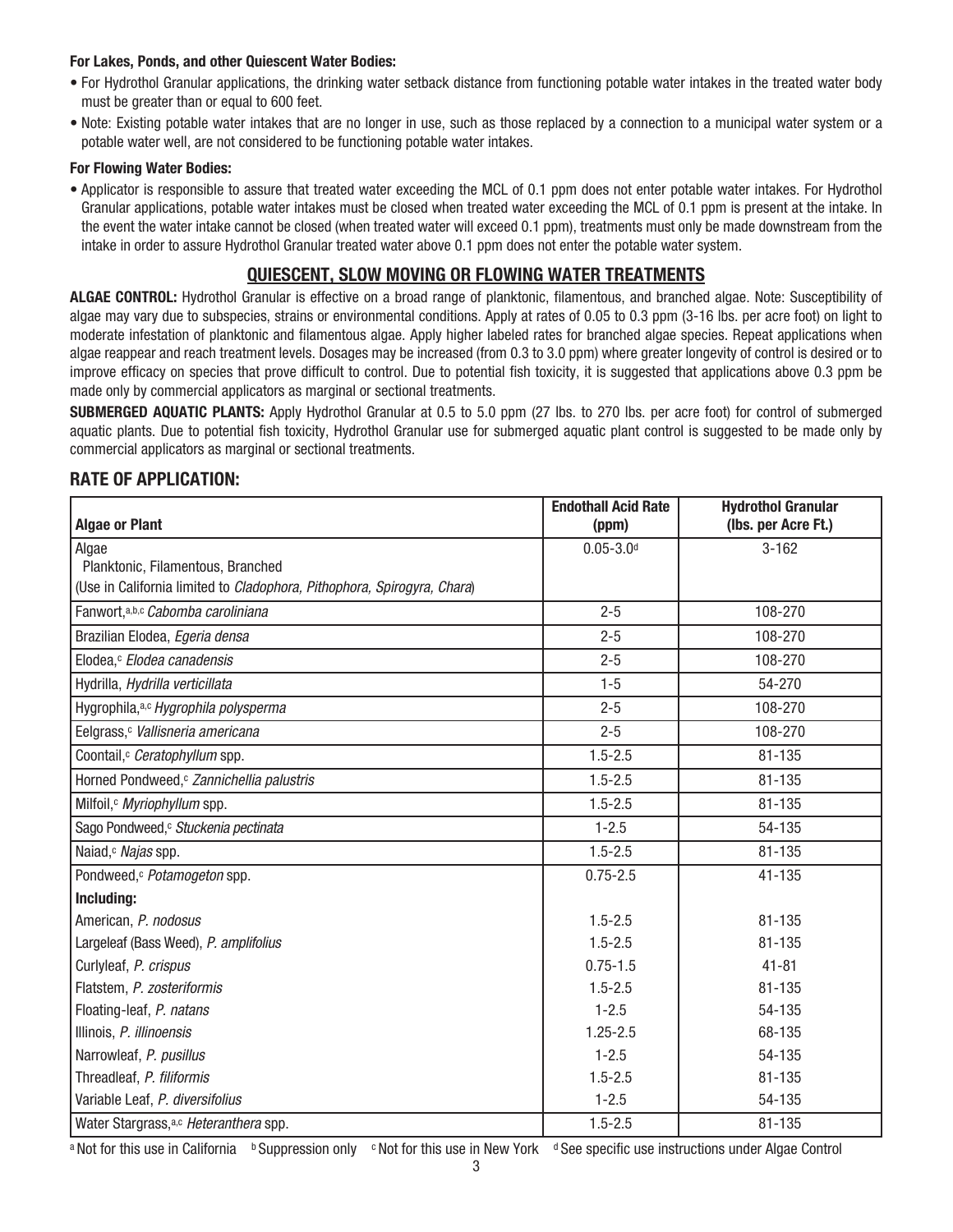**For Lakes, Ponds, and other Quiescent Water Bodies:**

- For Hydrothol Granular applications, the drinking water setback distance from functioning potable water intakes in the treated water body must be greater than or equal to 600 feet.
- Note: Existing potable water intakes that are no longer in use, such as those replaced by a connection to a municipal water system or a potable water well, are not considered to be functioning potable water intakes.

**For Flowing Water Bodies:**

- Applicator is responsible to assure that treated water exceeding the MCL of 0.1 ppm does not enter potable water intakes. For Hydrothol Granular applications, potable water intakes must be closed when treated water exceeding the MCL of 0.1 ppm is present at the intake. In the event the water intake cannot be closed (when treated water will exceed 0.1 ppm), treatments must only be made downstream from the intake in order to assure Hydrothol Granular treated water above 0.1 ppm does not enter the potable water system.

## QUIESCENT, SLOW MOVING OR FLOWING WATER TREATMENTS

**ALGAE CONTROL:** Hydrothol Granular is effective on a broad range of planktonic, filamentous, and branched algae. Note: Susceptibility of algae may vary due to subspecies, strains or environmental conditions. Apply at rates of 0.05 to 0.3 ppm (3-16 lbs. per acre foot) on light to moderate infestation of planktonic and filamentous algae. Apply higher labeled rates for branched algae species. Repeat applications when algae reappear and reach treatment levels. Dosages may be increased (from 0.3 to 3.0 ppm) where greater longevity of control is desired or to improve efficacy on species that prove difficult to control. Due to potential fish toxicity, it is suggested that applications above 0.3 ppm be made only by commercial applicators as marginal or sectional treatments.

**SUBMERGED AQUATIC PLANTS:** Apply Hydrothol Granular at 0.5 to 5.0 ppm (27 lbs. to 270 lbs. per acre foot) for control of submerged aquatic plants. Due to potential fish toxicity, Hydrothol Granular use for submerged aquatic plant control is suggested to be made only by commercial applicators as marginal or sectional treatments.

## RATE OF APPLICATION:

| Algae or Plant | Endothall Acid Rate (ppm) | Hydrothol Granular (lbs. per Acre Ft.) |
|---|---|---|
| Algae<br>Planktonic, Filamentous, Branched<br>(Use in California limited to *Cladophora, Pithophora, Spirogyra, Chara*) | 0.05-3.0[d] | 3-162 |
| Fanwort,[a,b,c] *Cabomba caroliniana* | 2-5 | 108-270 |
| Brazilian Elodea, *Egeria densa* | 2-5 | 108-270 |
| Elodea,[c] *Elodea canadensis* | 2-5 | 108-270 |
| Hydrilla, *Hydrilla verticillata* | 1-5 | 54-270 |
| Hygrophila,[a,c] *Hygrophila polysperma* | 2-5 | 108-270 |
| Eelgrass,[c] *Vallisneria americana* | 2-5 | 108-270 |
| Coontail,[c] *Ceratophyllum* spp. | 1.5-2.5 | 81-135 |
| Horned Pondweed,[c] *Zannichellia palustris* | 1.5-2.5 | 81-135 |
| Milfoil,[c] *Myriophyllum* spp. | 1.5-2.5 | 81-135 |
| Sago Pondweed,[c] *Stuckenia pectinata* | 1-2.5 | 54-135 |
| Naiad,[c] *Najas* spp. | 1.5-2.5 | 81-135 |
| Pondweed,[c] *Potamogeton* spp. | 0.75-2.5 | 41-135 |
| **Including:** | | |
| American, *P. nodosus* | 1.5-2.5 | 81-135 |
| Largeleaf (Bass Weed), *P. amplifolius* | 1.5-2.5 | 81-135 |
| Curlyleaf, *P. crispus* | 0.75-1.5 | 41-81 |
| Flatstem, *P. zosteriformis* | 1.5-2.5 | 81-135 |
| Floating-leaf, *P. natans* | 1-2.5 | 54-135 |
| Illinois, *P. illinoensis* | 1.25-2.5 | 68-135 |
| Narrowleaf, *P. pusillus* | 1-2.5 | 54-135 |
| Threadleaf, *P. filiformis* | 1.5-2.5 | 81-135 |
| Variable Leaf, *P. diversifolius* | 1-2.5 | 54-135 |
| Water Stargrass,[a,c] *Heteranthera* spp. | 1.5-2.5 | 81-135 |

[a] Not for this use in California [b] Suppression only [c] Not for this use in New York [d] See specific use instructions under Algae Control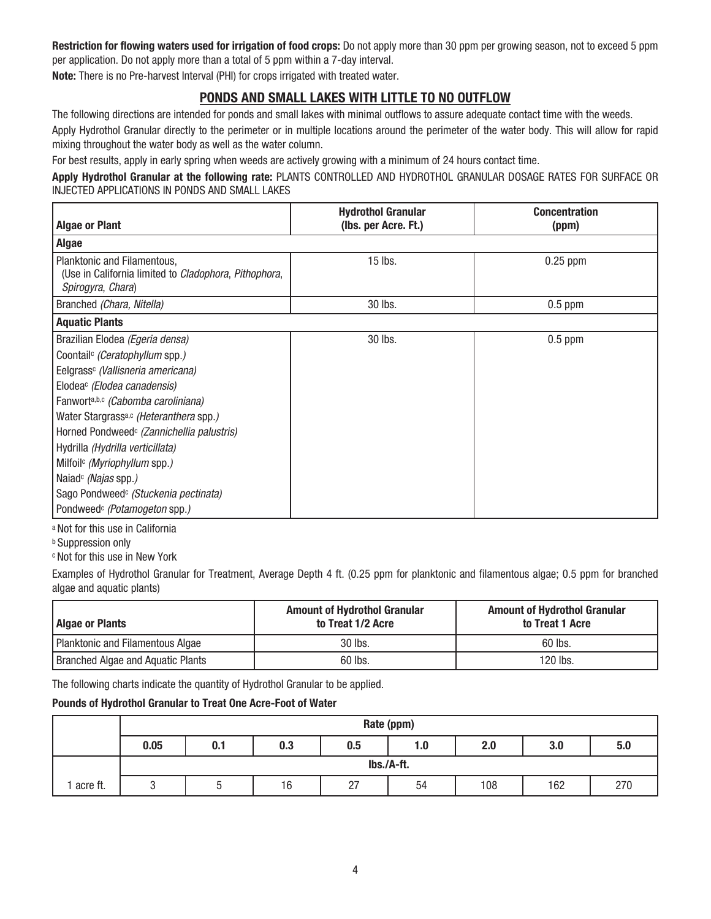**Restriction for flowing waters used for irrigation of food crops:** Do not apply more than 30 ppm per growing season, not to exceed 5 ppm per application. Do not apply more than a total of 5 ppm within a 7-day interval.

**Note:** There is no Pre-harvest Interval (PHI) for crops irrigated with treated water.

## PONDS AND SMALL LAKES WITH LITTLE TO NO OUTFLOW

The following directions are intended for ponds and small lakes with minimal outflows to assure adequate contact time with the weeds.

Apply Hydrothol Granular directly to the perimeter or in multiple locations around the perimeter of the water body. This will allow for rapid mixing throughout the water body as well as the water column.

For best results, apply in early spring when weeds are actively growing with a minimum of 24 hours contact time.

**Apply Hydrothol Granular at the following rate:** PLANTS CONTROLLED AND HYDROTHOL GRANULAR DOSAGE RATES FOR SURFACE OR INJECTED APPLICATIONS IN PONDS AND SMALL LAKES

| Algae or Plant | Hydrothol Granular (lbs. per Acre. Ft.) | Concentration (ppm) |
|---|---|---|
| **Algae** | | |
| Planktonic and Filamentous, (Use in California limited to *Cladophora*, *Pithophora*, *Spirogyra*, *Chara*) | 15 lbs. | 0.25 ppm |
| Branched *(Chara, Nitella)* | 30 lbs. | 0.5 ppm |
| **Aquatic Plants** | | |
| Brazilian Elodea *(Egeria densa)*<br>Coontail[c] *(Ceratophyllum* spp.*)*<br>Eelgrass[c] *(Vallisneria americana)*<br>Elodea[c] *(Elodea canadensis)*<br>Fanwort[a,b,c] *(Cabomba caroliniana)*<br>Water Stargrass[a,c] *(Heteranthera* spp.*)*<br>Horned Pondweed[c] *(Zannichellia palustris)*<br>Hydrilla *(Hydrilla verticillata)*<br>Milfoil[c] *(Myriophyllum* spp.*)*<br>Naiad[c] *(Najas* spp.*)*<br>Sago Pondweed[c] *(Stuckenia pectinata)*<br>Pondweed[c] *(Potamogeton* spp.*)* | 30 lbs. | 0.5 ppm |

[a] Not for this use in California

[b] Suppression only

[c] Not for this use in New York

Examples of Hydrothol Granular for Treatment, Average Depth 4 ft. (0.25 ppm for planktonic and filamentous algae; 0.5 ppm for branched algae and aquatic plants)

| Algae or Plants | Amount of Hydrothol Granular to Treat 1/2 Acre | Amount of Hydrothol Granular to Treat 1 Acre |
|---|---|---|
| Planktonic and Filamentous Algae | 30 lbs. | 60 lbs. |
| Branched Algae and Aquatic Plants | 60 lbs. | 120 lbs. |

The following charts indicate the quantity of Hydrothol Granular to be applied.

**Pounds of Hydrothol Granular to Treat One Acre-Foot of Water**

| | Rate (ppm) | | | | | | | |
|---|---|---|---|---|---|---|---|---|
| | 0.05 | 0.1 | 0.3 | 0.5 | 1.0 | 2.0 | 3.0 | 5.0 |
| | lbs./A-ft. | | | | | | | |
| 1 acre ft. | 3 | 5 | 16 | 27 | 54 | 108 | 162 | 270 |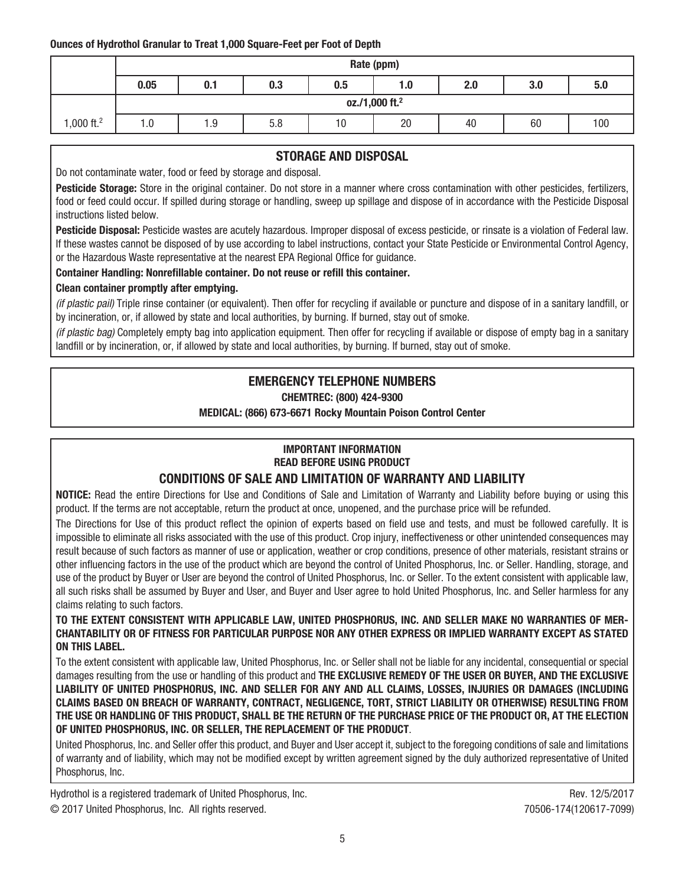**Ounces of Hydrothol Granular to Treat 1,000 Square-Feet per Foot of Depth**

| | Rate (ppm) | | | | | | | |
|---|---|---|---|---|---|---|---|---|
| | 0.05 | 0.1 | 0.3 | 0.5 | 1.0 | 2.0 | 3.0 | 5.0 |
| | oz./1,000 ft.$^2$ | | | | | | | |
| 1,000 ft.$^2$ | 1.0 | 1.9 | 5.8 | 10 | 20 | 40 | 60 | 100 |

## STORAGE AND DISPOSAL

Do not contaminate water, food or feed by storage and disposal.

**Pesticide Storage:** Store in the original container. Do not store in a manner where cross contamination with other pesticides, fertilizers, food or feed could occur. If spilled during storage or handling, sweep up spillage and dispose of in accordance with the Pesticide Disposal instructions listed below.

**Pesticide Disposal:** Pesticide wastes are acutely hazardous. Improper disposal of excess pesticide, or rinsate is a violation of Federal law. If these wastes cannot be disposed of by use according to label instructions, contact your State Pesticide or Environmental Control Agency, or the Hazardous Waste representative at the nearest EPA Regional Office for guidance.

**Container Handling: Nonrefillable container. Do not reuse or refill this container.**

**Clean container promptly after emptying.**

*(if plastic pail)* Triple rinse container (or equivalent). Then offer for recycling if available or puncture and dispose of in a sanitary landfill, or by incineration, or, if allowed by state and local authorities, by burning. If burned, stay out of smoke.

*(if plastic bag)* Completely empty bag into application equipment. Then offer for recycling if available or dispose of empty bag in a sanitary landfill or by incineration, or, if allowed by state and local authorities, by burning. If burned, stay out of smoke.

## EMERGENCY TELEPHONE NUMBERS

**CHEMTREC: (800) 424-9300**

**MEDICAL: (866) 673-6671 Rocky Mountain Poison Control Center**

**IMPORTANT INFORMATION**
**READ BEFORE USING PRODUCT**

## CONDITIONS OF SALE AND LIMITATION OF WARRANTY AND LIABILITY

**NOTICE:** Read the entire Directions for Use and Conditions of Sale and Limitation of Warranty and Liability before buying or using this product. If the terms are not acceptable, return the product at once, unopened, and the purchase price will be refunded.

The Directions for Use of this product reflect the opinion of experts based on field use and tests, and must be followed carefully. It is impossible to eliminate all risks associated with the use of this product. Crop injury, ineffectiveness or other unintended consequences may result because of such factors as manner of use or application, weather or crop conditions, presence of other materials, resistant strains or other influencing factors in the use of the product which are beyond the control of United Phosphorus, Inc. or Seller. Handling, storage, and use of the product by Buyer or User are beyond the control of United Phosphorus, Inc. or Seller. To the extent consistent with applicable law, all such risks shall be assumed by Buyer and User, and Buyer and User agree to hold United Phosphorus, Inc. and Seller harmless for any claims relating to such factors.

**TO THE EXTENT CONSISTENT WITH APPLICABLE LAW, UNITED PHOSPHORUS, INC. AND SELLER MAKE NO WARRANTIES OF MERCHANTABILITY OR OF FITNESS FOR PARTICULAR PURPOSE NOR ANY OTHER EXPRESS OR IMPLIED WARRANTY EXCEPT AS STATED ON THIS LABEL.**

To the extent consistent with applicable law, United Phosphorus, Inc. or Seller shall not be liable for any incidental, consequential or special damages resulting from the use or handling of this product and **THE EXCLUSIVE REMEDY OF THE USER OR BUYER, AND THE EXCLUSIVE LIABILITY OF UNITED PHOSPHORUS, INC. AND SELLER FOR ANY AND ALL CLAIMS, LOSSES, INJURIES OR DAMAGES (INCLUDING CLAIMS BASED ON BREACH OF WARRANTY, CONTRACT, NEGLIGENCE, TORT, STRICT LIABILITY OR OTHERWISE) RESULTING FROM THE USE OR HANDLING OF THIS PRODUCT, SHALL BE THE RETURN OF THE PURCHASE PRICE OF THE PRODUCT OR, AT THE ELECTION OF UNITED PHOSPHORUS, INC. OR SELLER, THE REPLACEMENT OF THE PRODUCT**.

United Phosphorus, Inc. and Seller offer this product, and Buyer and User accept it, subject to the foregoing conditions of sale and limitations of warranty and of liability, which may not be modified except by written agreement signed by the duly authorized representative of United Phosphorus, Inc.

Hydrothol is a registered trademark of United Phosphorus, Inc.
© 2017 United Phosphorus, Inc. All rights reserved.

Rev. 12/5/2017
70506-174(120617-7099)